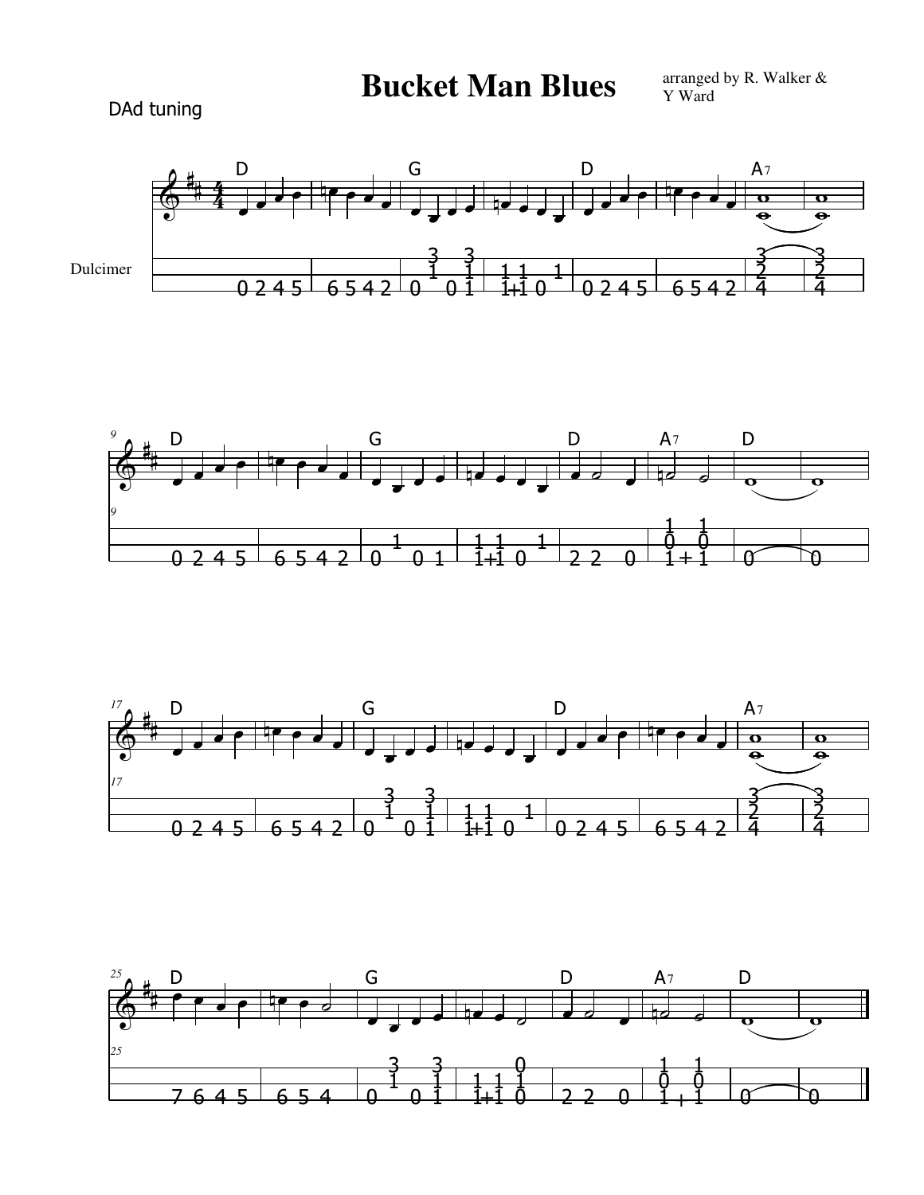# Bucket Man Blues

arranged by R. Walker & Y Ward

DAd tuning

Dulcimer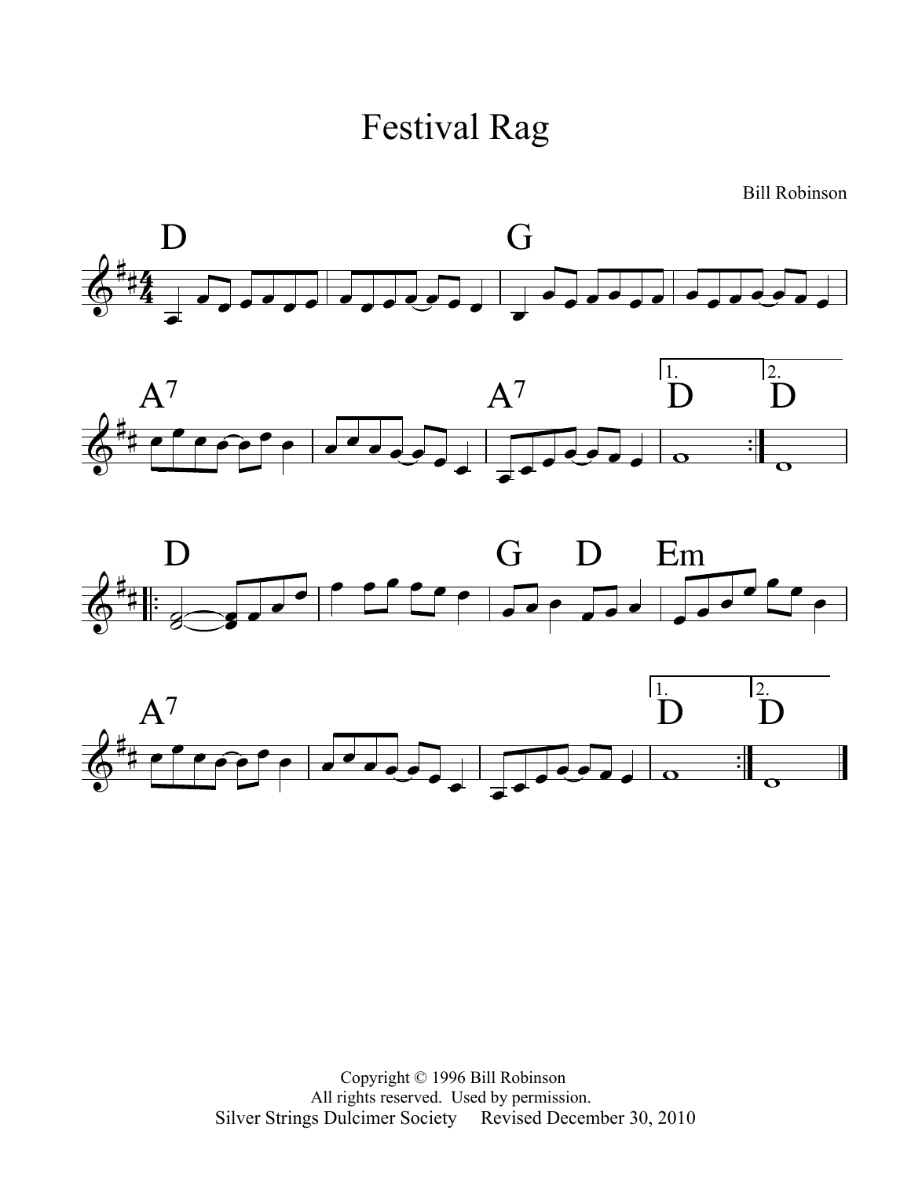# Festival Rag

Bill Robinson

Copyright © 1996 Bill Robinson
All rights reserved. Used by permission.
Silver Strings Dulcimer Society Revised December 30, 2010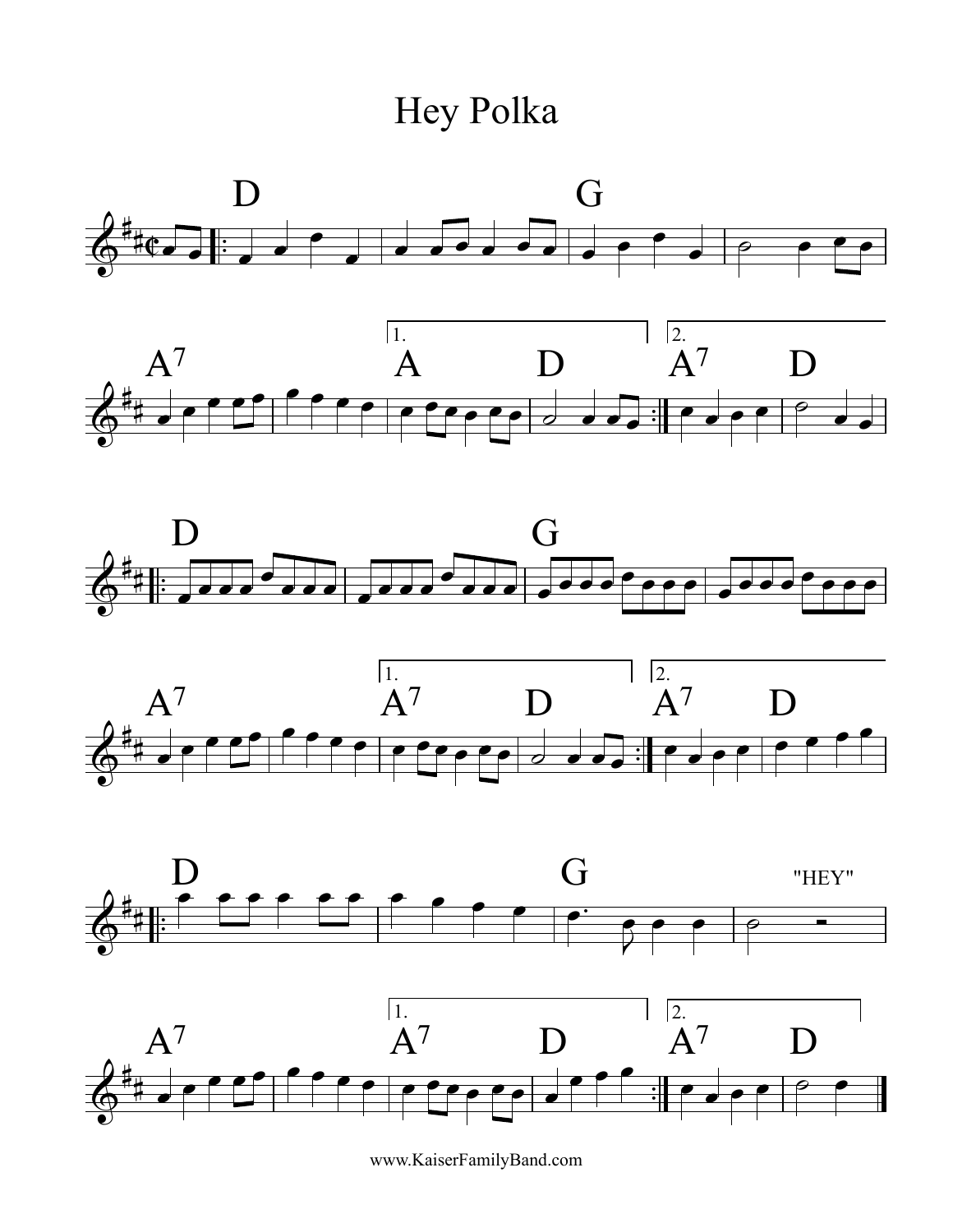# Hey Polka

www.KaiserFamilyBand.com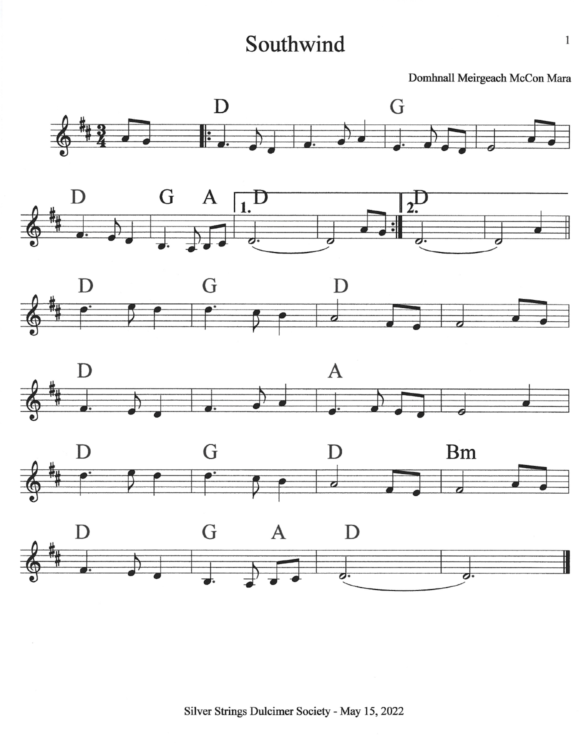# Southwind

Domhnall Meirgeach McCon Mara

Silver Strings Dulcimer Society - May 15, 2022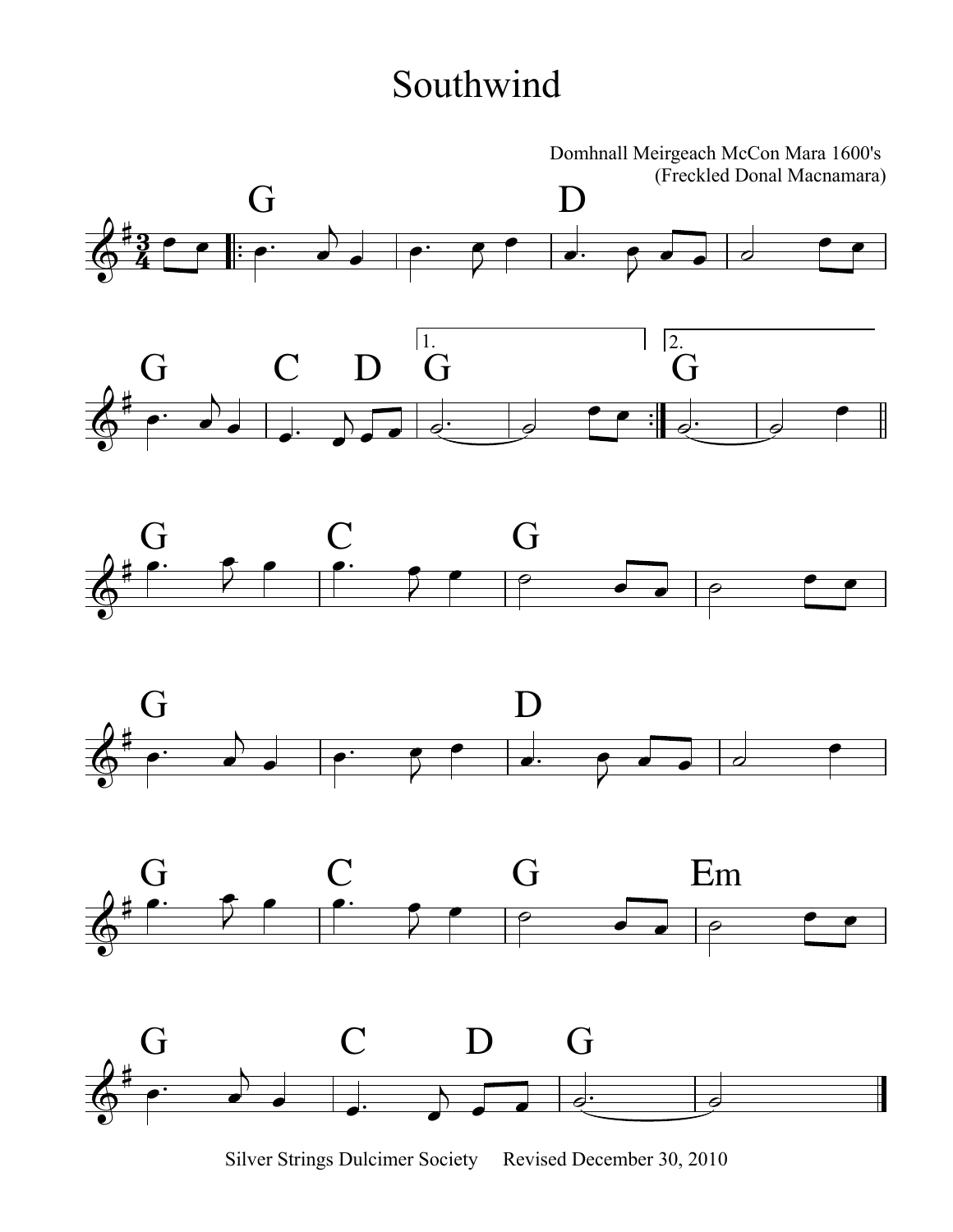# Southwind

Domhnall Meirgeach McCon Mara 1600's
(Freckled Donal Macnamara)

Silver Strings Dulcimer Society     Revised December 30, 2010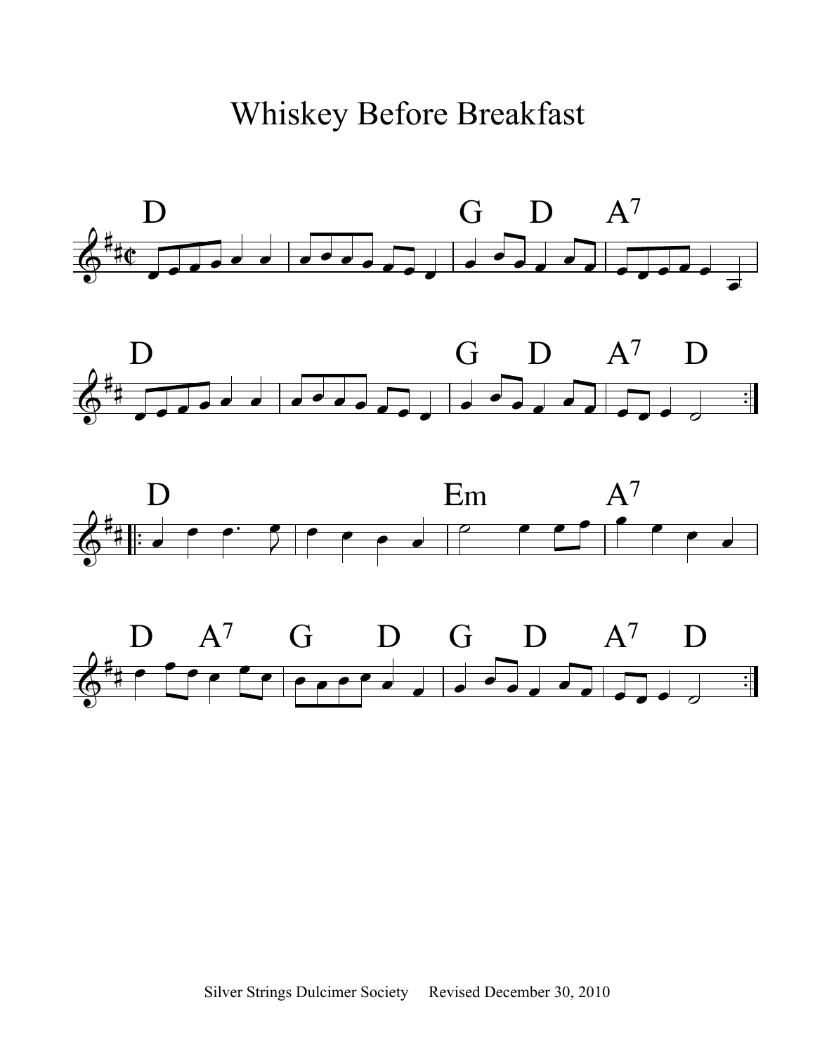# Whiskey Before Breakfast

Silver Strings Dulcimer Society Revised December 30, 2010